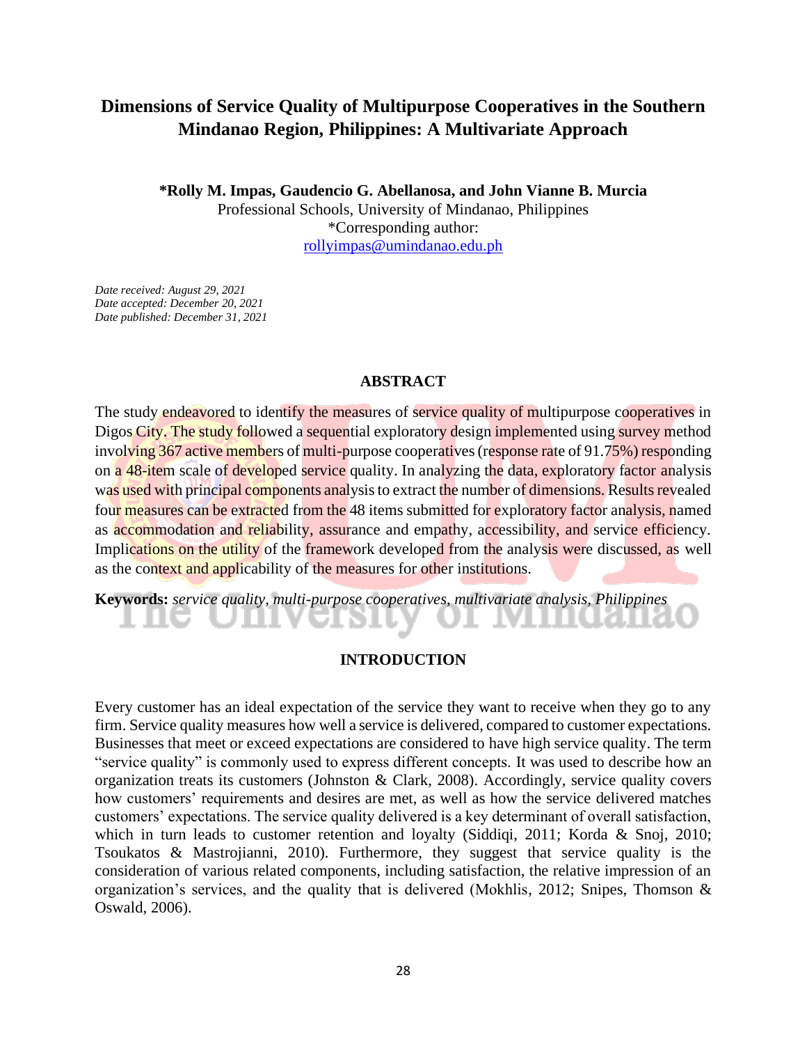# Dimensions of Service Quality of Multipurpose Cooperatives in the Southern Mindanao Region, Philippines: A Multivariate Approach

**\*Rolly M. Impas, Gaudencio G. Abellanosa, and John Vianne B. Murcia**
Professional Schools, University of Mindanao, Philippines
\*Corresponding author:
rollyimpas@umindanao.edu.ph

*Date received: August 29, 2021*
*Date accepted: December 20, 2021*
*Date published: December 31, 2021*

## ABSTRACT

The study endeavored to identify the measures of service quality of multipurpose cooperatives in Digos City. The study followed a sequential exploratory design implemented using survey method involving 367 active members of multi-purpose cooperatives (response rate of 91.75%) responding on a 48-item scale of developed service quality. In analyzing the data, exploratory factor analysis was used with principal components analysis to extract the number of dimensions. Results revealed four measures can be extracted from the 48 items submitted for exploratory factor analysis, named as accommodation and reliability, assurance and empathy, accessibility, and service efficiency. Implications on the utility of the framework developed from the analysis were discussed, as well as the context and applicability of the measures for other institutions.

**Keywords:** *service quality, multi-purpose cooperatives, multivariate analysis, Philippines*

## INTRODUCTION

Every customer has an ideal expectation of the service they want to receive when they go to any firm. Service quality measures how well a service is delivered, compared to customer expectations. Businesses that meet or exceed expectations are considered to have high service quality. The term "service quality" is commonly used to express different concepts. It was used to describe how an organization treats its customers (Johnston & Clark, 2008). Accordingly, service quality covers how customers' requirements and desires are met, as well as how the service delivered matches customers' expectations. The service quality delivered is a key determinant of overall satisfaction, which in turn leads to customer retention and loyalty (Siddiqi, 2011; Korda & Snoj, 2010; Tsoukatos & Mastrojianni, 2010). Furthermore, they suggest that service quality is the consideration of various related components, including satisfaction, the relative impression of an organization's services, and the quality that is delivered (Mokhlis, 2012; Snipes, Thomson & Oswald, 2006).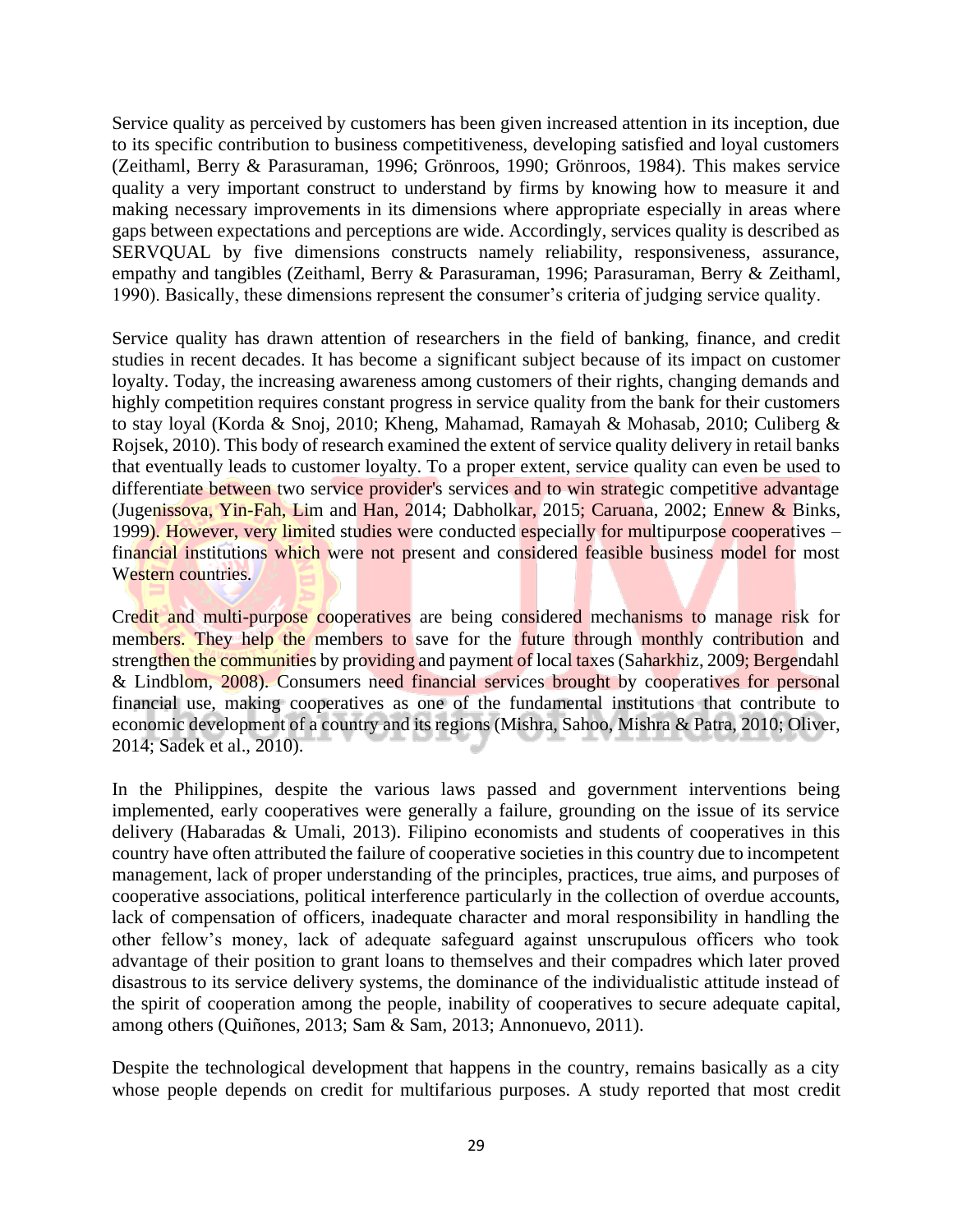Service quality as perceived by customers has been given increased attention in its inception, due to its specific contribution to business competitiveness, developing satisfied and loyal customers (Zeithaml, Berry & Parasuraman, 1996; Grönroos, 1990; Grönroos, 1984). This makes service quality a very important construct to understand by firms by knowing how to measure it and making necessary improvements in its dimensions where appropriate especially in areas where gaps between expectations and perceptions are wide. Accordingly, services quality is described as SERVQUAL by five dimensions constructs namely reliability, responsiveness, assurance, empathy and tangibles (Zeithaml, Berry & Parasuraman, 1996; Parasuraman, Berry & Zeithaml, 1990). Basically, these dimensions represent the consumer's criteria of judging service quality.

Service quality has drawn attention of researchers in the field of banking, finance, and credit studies in recent decades. It has become a significant subject because of its impact on customer loyalty. Today, the increasing awareness among customers of their rights, changing demands and highly competition requires constant progress in service quality from the bank for their customers to stay loyal (Korda & Snoj, 2010; Kheng, Mahamad, Ramayah & Mohasab, 2010; Culiberg & Rojsek, 2010). This body of research examined the extent of service quality delivery in retail banks that eventually leads to customer loyalty. To a proper extent, service quality can even be used to differentiate between two service provider's services and to win strategic competitive advantage (Jugenissova, Yin-Fah, Lim and Han, 2014; Dabholkar, 2015; Caruana, 2002; Ennew & Binks, 1999). However, very limited studies were conducted especially for multipurpose cooperatives – financial institutions which were not present and considered feasible business model for most Western countries.

Credit and multi-purpose cooperatives are being considered mechanisms to manage risk for members. They help the members to save for the future through monthly contribution and strengthen the communities by providing and payment of local taxes (Saharkhiz, 2009; Bergendahl & Lindblom, 2008). Consumers need financial services brought by cooperatives for personal financial use, making cooperatives as one of the fundamental institutions that contribute to economic development of a country and its regions (Mishra, Sahoo, Mishra & Patra, 2010; Oliver, 2014; Sadek et al., 2010).

In the Philippines, despite the various laws passed and government interventions being implemented, early cooperatives were generally a failure, grounding on the issue of its service delivery (Habaradas & Umali, 2013). Filipino economists and students of cooperatives in this country have often attributed the failure of cooperative societies in this country due to incompetent management, lack of proper understanding of the principles, practices, true aims, and purposes of cooperative associations, political interference particularly in the collection of overdue accounts, lack of compensation of officers, inadequate character and moral responsibility in handling the other fellow's money, lack of adequate safeguard against unscrupulous officers who took advantage of their position to grant loans to themselves and their compadres which later proved disastrous to its service delivery systems, the dominance of the individualistic attitude instead of the spirit of cooperation among the people, inability of cooperatives to secure adequate capital, among others (Quiñones, 2013; Sam & Sam, 2013; Annonuevo, 2011).

Despite the technological development that happens in the country, remains basically as a city whose people depends on credit for multifarious purposes. A study reported that most credit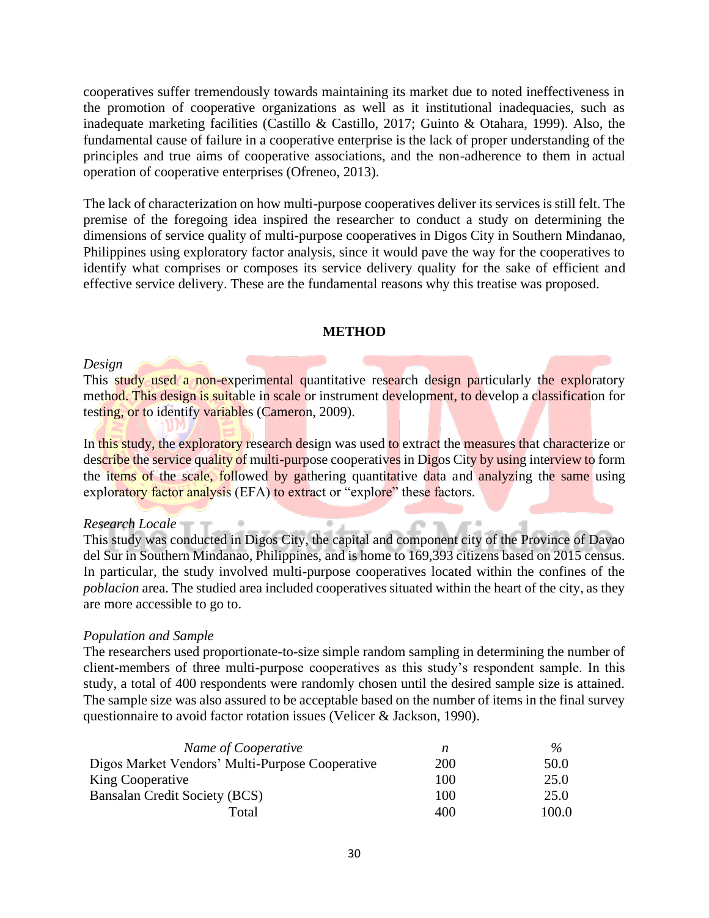cooperatives suffer tremendously towards maintaining its market due to noted ineffectiveness in the promotion of cooperative organizations as well as it institutional inadequacies, such as inadequate marketing facilities (Castillo & Castillo, 2017; Guinto & Otahara, 1999). Also, the fundamental cause of failure in a cooperative enterprise is the lack of proper understanding of the principles and true aims of cooperative associations, and the non-adherence to them in actual operation of cooperative enterprises (Ofreneo, 2013).

The lack of characterization on how multi-purpose cooperatives deliver its services is still felt. The premise of the foregoing idea inspired the researcher to conduct a study on determining the dimensions of service quality of multi-purpose cooperatives in Digos City in Southern Mindanao, Philippines using exploratory factor analysis, since it would pave the way for the cooperatives to identify what comprises or composes its service delivery quality for the sake of efficient and effective service delivery. These are the fundamental reasons why this treatise was proposed.

## METHOD

*Design*

This study used a non-experimental quantitative research design particularly the exploratory method. This design is suitable in scale or instrument development, to develop a classification for testing, or to identify variables (Cameron, 2009).

In this study, the exploratory research design was used to extract the measures that characterize or describe the service quality of multi-purpose cooperatives in Digos City by using interview to form the items of the scale, followed by gathering quantitative data and analyzing the same using exploratory factor analysis (EFA) to extract or "explore" these factors.

*Research Locale*

This study was conducted in Digos City, the capital and component city of the Province of Davao del Sur in Southern Mindanao, Philippines, and is home to 169,393 citizens based on 2015 census. In particular, the study involved multi-purpose cooperatives located within the confines of the *poblacion* area. The studied area included cooperatives situated within the heart of the city, as they are more accessible to go to.

*Population and Sample*

The researchers used proportionate-to-size simple random sampling in determining the number of client-members of three multi-purpose cooperatives as this study's respondent sample. In this study, a total of 400 respondents were randomly chosen until the desired sample size is attained. The sample size was also assured to be acceptable based on the number of items in the final survey questionnaire to avoid factor rotation issues (Velicer & Jackson, 1990).

| *Name of Cooperative* | *n* | *%* |
|---|---|---|
| Digos Market Vendors' Multi-Purpose Cooperative | 200 | 50.0 |
| King Cooperative | 100 | 25.0 |
| Bansalan Credit Society (BCS) | 100 | 25.0 |
| Total | 400 | 100.0 |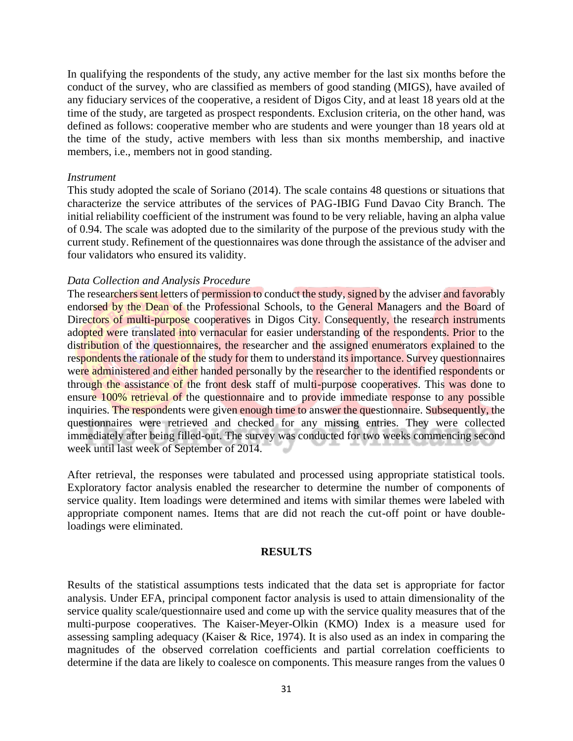In qualifying the respondents of the study, any active member for the last six months before the conduct of the survey, who are classified as members of good standing (MIGS), have availed of any fiduciary services of the cooperative, a resident of Digos City, and at least 18 years old at the time of the study, are targeted as prospect respondents. Exclusion criteria, on the other hand, was defined as follows: cooperative member who are students and were younger than 18 years old at the time of the study, active members with less than six months membership, and inactive members, i.e., members not in good standing.

*Instrument*

This study adopted the scale of Soriano (2014). The scale contains 48 questions or situations that characterize the service attributes of the services of PAG-IBIG Fund Davao City Branch. The initial reliability coefficient of the instrument was found to be very reliable, having an alpha value of 0.94. The scale was adopted due to the similarity of the purpose of the previous study with the current study. Refinement of the questionnaires was done through the assistance of the adviser and four validators who ensured its validity.

*Data Collection and Analysis Procedure*

The researchers sent letters of permission to conduct the study, signed by the adviser and favorably endorsed by the Dean of the Professional Schools, to the General Managers and the Board of Directors of multi-purpose cooperatives in Digos City. Consequently, the research instruments adopted were translated into vernacular for easier understanding of the respondents. Prior to the distribution of the questionnaires, the researcher and the assigned enumerators explained to the respondents the rationale of the study for them to understand its importance. Survey questionnaires were administered and either handed personally by the researcher to the identified respondents or through the assistance of the front desk staff of multi-purpose cooperatives. This was done to ensure 100% retrieval of the questionnaire and to provide immediate response to any possible inquiries. The respondents were given enough time to answer the questionnaire. Subsequently, the questionnaires were retrieved and checked for any missing entries. They were collected immediately after being filled-out. The survey was conducted for two weeks commencing second week until last week of September of 2014.

After retrieval, the responses were tabulated and processed using appropriate statistical tools. Exploratory factor analysis enabled the researcher to determine the number of components of service quality. Item loadings were determined and items with similar themes were labeled with appropriate component names. Items that are did not reach the cut-off point or have double-loadings were eliminated.

## RESULTS

Results of the statistical assumptions tests indicated that the data set is appropriate for factor analysis. Under EFA, principal component factor analysis is used to attain dimensionality of the service quality scale/questionnaire used and come up with the service quality measures that of the multi-purpose cooperatives. The Kaiser-Meyer-Olkin (KMO) Index is a measure used for assessing sampling adequacy (Kaiser & Rice, 1974). It is also used as an index in comparing the magnitudes of the observed correlation coefficients and partial correlation coefficients to determine if the data are likely to coalesce on components. This measure ranges from the values 0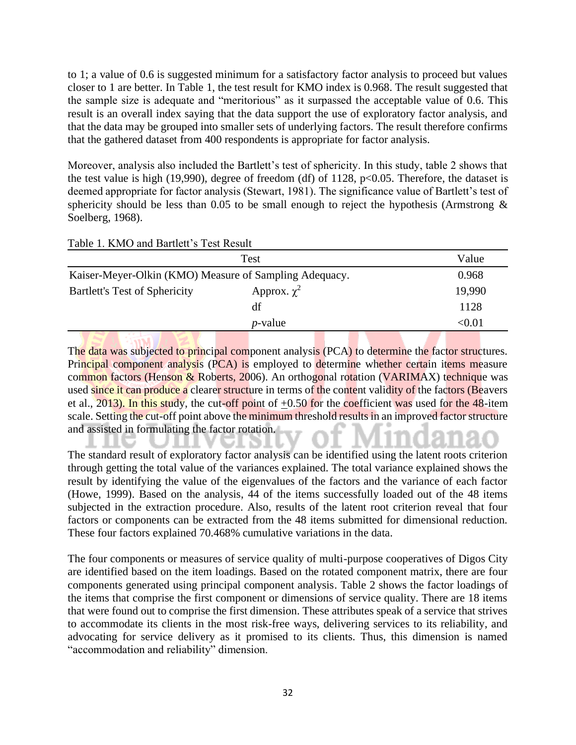to 1; a value of 0.6 is suggested minimum for a satisfactory factor analysis to proceed but values closer to 1 are better. In Table 1, the test result for KMO index is 0.968. The result suggested that the sample size is adequate and "meritorious" as it surpassed the acceptable value of 0.6. This result is an overall index saying that the data support the use of exploratory factor analysis, and that the data may be grouped into smaller sets of underlying factors. The result therefore confirms that the gathered dataset from 400 respondents is appropriate for factor analysis.

Moreover, analysis also included the Bartlett's test of sphericity. In this study, table 2 shows that the test value is high (19,990), degree of freedom (df) of 1128, $p<0.05$. Therefore, the dataset is deemed appropriate for factor analysis (Stewart, 1981). The significance value of Bartlett's test of sphericity should be less than 0.05 to be small enough to reject the hypothesis (Armstrong & Soelberg, 1968).

Table 1. KMO and Bartlett's Test Result

| Test | | Value |
|---|---|---|
| Kaiser-Meyer-Olkin (KMO) Measure of Sampling Adequacy. | | 0.968 |
| Bartlett's Test of Sphericity | Approx. $\chi^2$ | 19,990 |
| | df | 1128 |
| | *p*-value | <0.01 |

The data was subjected to principal component analysis (PCA) to determine the factor structures. Principal component analysis (PCA) is employed to determine whether certain items measure common factors (Henson & Roberts, 2006). An orthogonal rotation (VARIMAX) technique was used since it can produce a clearer structure in terms of the content validity of the factors (Beavers et al., 2013). In this study, the cut-off point of $\pm 0.50$ for the coefficient was used for the 48-item scale. Setting the cut-off point above the minimum threshold results in an improved factor structure and assisted in formulating the factor rotation.

The standard result of exploratory factor analysis can be identified using the latent roots criterion through getting the total value of the variances explained. The total variance explained shows the result by identifying the value of the eigenvalues of the factors and the variance of each factor (Howe, 1999). Based on the analysis, 44 of the items successfully loaded out of the 48 items subjected in the extraction procedure. Also, results of the latent root criterion reveal that four factors or components can be extracted from the 48 items submitted for dimensional reduction. These four factors explained 70.468% cumulative variations in the data.

The four components or measures of service quality of multi-purpose cooperatives of Digos City are identified based on the item loadings. Based on the rotated component matrix, there are four components generated using principal component analysis. Table 2 shows the factor loadings of the items that comprise the first component or dimensions of service quality. There are 18 items that were found out to comprise the first dimension. These attributes speak of a service that strives to accommodate its clients in the most risk-free ways, delivering services to its reliability, and advocating for service delivery as it promised to its clients. Thus, this dimension is named "accommodation and reliability" dimension.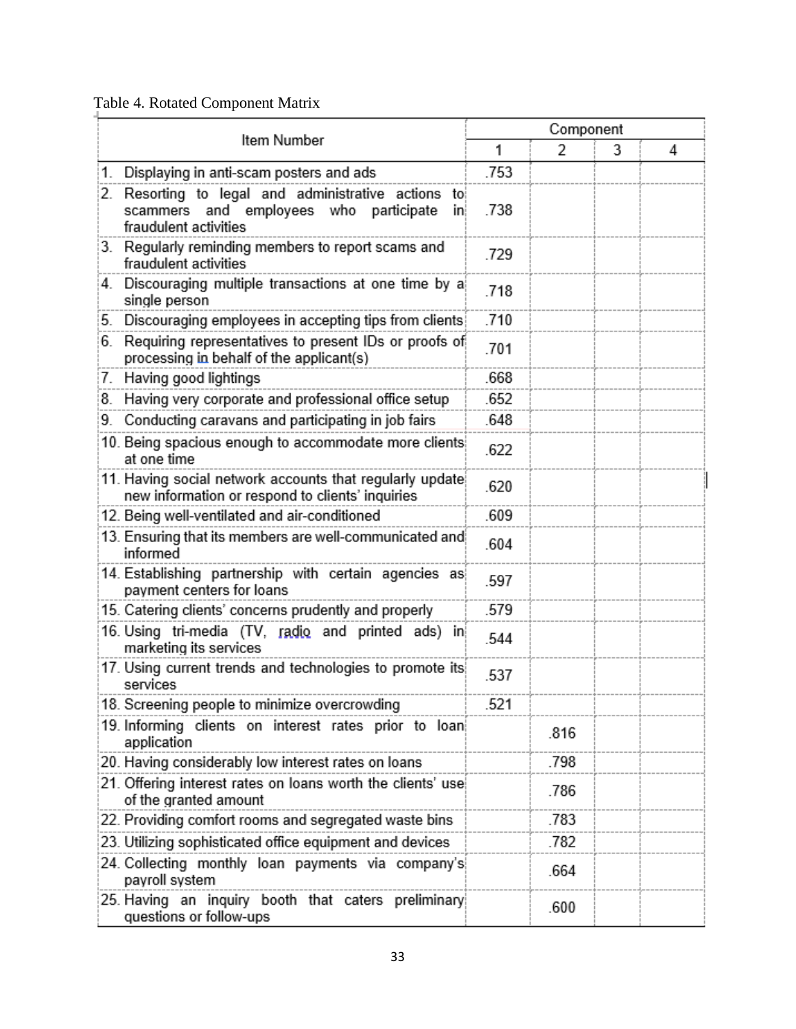Table 4. Rotated Component Matrix

| Item Number | Component | | | |
|---|---|---|---|---|
| | 1 | 2 | 3 | 4 |
| 1. Displaying in anti-scam posters and ads | .753 | | | |
| 2. Resorting to legal and administrative actions to scammers and employees who participate in fraudulent activities | .738 | | | |
| 3. Regularly reminding members to report scams and fraudulent activities | .729 | | | |
| 4. Discouraging multiple transactions at one time by a single person | .718 | | | |
| 5. Discouraging employees in accepting tips from clients | .710 | | | |
| 6. Requiring representatives to present IDs or proofs of processing in behalf of the applicant(s) | .701 | | | |
| 7. Having good lightings | .668 | | | |
| 8. Having very corporate and professional office setup | .652 | | | |
| 9. Conducting caravans and participating in job fairs | .648 | | | |
| 10. Being spacious enough to accommodate more clients at one time | .622 | | | |
| 11. Having social network accounts that regularly update new information or respond to clients' inquiries | .620 | | | |
| 12. Being well-ventilated and air-conditioned | .609 | | | |
| 13. Ensuring that its members are well-communicated and informed | .604 | | | |
| 14. Establishing partnership with certain agencies as payment centers for loans | .597 | | | |
| 15. Catering clients' concerns prudently and properly | .579 | | | |
| 16. Using tri-media (TV, radio and printed ads) in marketing its services | .544 | | | |
| 17. Using current trends and technologies to promote its services | .537 | | | |
| 18. Screening people to minimize overcrowding | .521 | | | |
| 19. Informing clients on interest rates prior to loan application | | .816 | | |
| 20. Having considerably low interest rates on loans | | .798 | | |
| 21. Offering interest rates on loans worth the clients' use of the granted amount | | .786 | | |
| 22. Providing comfort rooms and segregated waste bins | | .783 | | |
| 23. Utilizing sophisticated office equipment and devices | | .782 | | |
| 24. Collecting monthly loan payments via company's payroll system | | .664 | | |
| 25. Having an inquiry booth that caters preliminary questions or follow-ups | | .600 | | |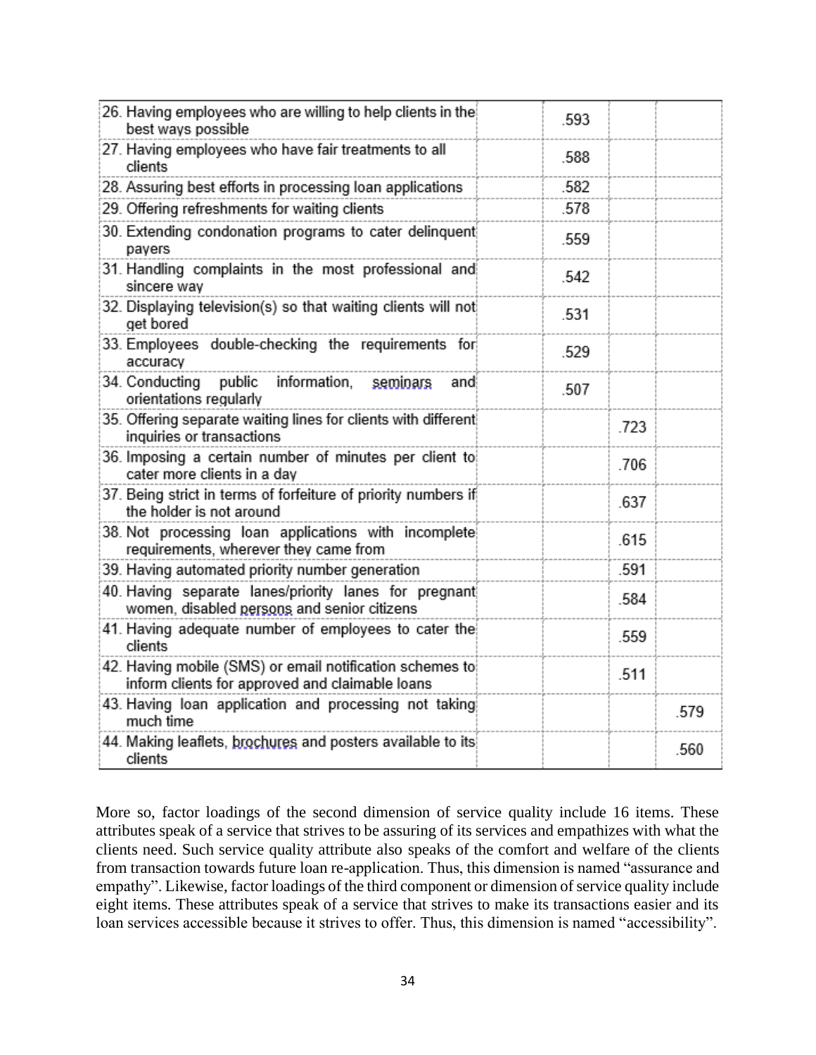| | | | | |
|---|---|---|---|---|
| 26. Having employees who are willing to help clients in the best ways possible | | .593 | | |
| 27. Having employees who have fair treatments to all clients | | .588 | | |
| 28. Assuring best efforts in processing loan applications | | .582 | | |
| 29. Offering refreshments for waiting clients | | .578 | | |
| 30. Extending condonation programs to cater delinquent payers | | .559 | | |
| 31. Handling complaints in the most professional and sincere way | | .542 | | |
| 32. Displaying television(s) so that waiting clients will not get bored | | .531 | | |
| 33. Employees double-checking the requirements for accuracy | | .529 | | |
| 34. Conducting public information, seminars and orientations regularly | | .507 | | |
| 35. Offering separate waiting lines for clients with different inquiries or transactions | | | .723 | |
| 36. Imposing a certain number of minutes per client to cater more clients in a day | | | .706 | |
| 37. Being strict in terms of forfeiture of priority numbers if the holder is not around | | | .637 | |
| 38. Not processing loan applications with incomplete requirements, wherever they came from | | | .615 | |
| 39. Having automated priority number generation | | | .591 | |
| 40. Having separate lanes/priority lanes for pregnant women, disabled persons and senior citizens | | | .584 | |
| 41. Having adequate number of employees to cater the clients | | | .559 | |
| 42. Having mobile (SMS) or email notification schemes to inform clients for approved and claimable loans | | | .511 | |
| 43. Having loan application and processing not taking much time | | | | .579 |
| 44. Making leaflets, brochures and posters available to its clients | | | | .560 |

More so, factor loadings of the second dimension of service quality include 16 items. These attributes speak of a service that strives to be assuring of its services and empathizes with what the clients need. Such service quality attribute also speaks of the comfort and welfare of the clients from transaction towards future loan re-application. Thus, this dimension is named "assurance and empathy". Likewise, factor loadings of the third component or dimension of service quality include eight items. These attributes speak of a service that strives to make its transactions easier and its loan services accessible because it strives to offer. Thus, this dimension is named "accessibility".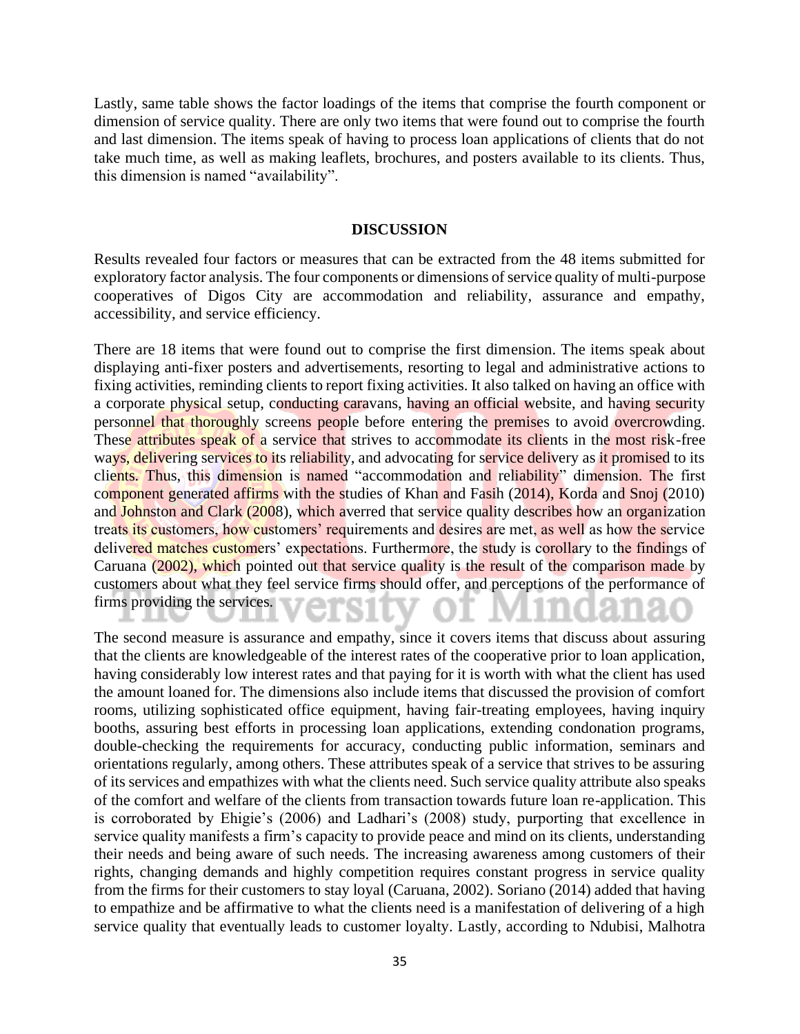Lastly, same table shows the factor loadings of the items that comprise the fourth component or dimension of service quality. There are only two items that were found out to comprise the fourth and last dimension. The items speak of having to process loan applications of clients that do not take much time, as well as making leaflets, brochures, and posters available to its clients. Thus, this dimension is named "availability".

## DISCUSSION

Results revealed four factors or measures that can be extracted from the 48 items submitted for exploratory factor analysis. The four components or dimensions of service quality of multi-purpose cooperatives of Digos City are accommodation and reliability, assurance and empathy, accessibility, and service efficiency.

There are 18 items that were found out to comprise the first dimension. The items speak about displaying anti-fixer posters and advertisements, resorting to legal and administrative actions to fixing activities, reminding clients to report fixing activities. It also talked on having an office with a corporate physical setup, conducting caravans, having an official website, and having security personnel that thoroughly screens people before entering the premises to avoid overcrowding. These attributes speak of a service that strives to accommodate its clients in the most risk-free ways, delivering services to its reliability, and advocating for service delivery as it promised to its clients. Thus, this dimension is named "accommodation and reliability" dimension. The first component generated affirms with the studies of Khan and Fasih (2014), Korda and Snoj (2010) and Johnston and Clark (2008), which averred that service quality describes how an organization treats its customers, how customers' requirements and desires are met, as well as how the service delivered matches customers' expectations. Furthermore, the study is corollary to the findings of Caruana (2002), which pointed out that service quality is the result of the comparison made by customers about what they feel service firms should offer, and perceptions of the performance of firms providing the services.

The second measure is assurance and empathy, since it covers items that discuss about assuring that the clients are knowledgeable of the interest rates of the cooperative prior to loan application, having considerably low interest rates and that paying for it is worth with what the client has used the amount loaned for. The dimensions also include items that discussed the provision of comfort rooms, utilizing sophisticated office equipment, having fair-treating employees, having inquiry booths, assuring best efforts in processing loan applications, extending condonation programs, double-checking the requirements for accuracy, conducting public information, seminars and orientations regularly, among others. These attributes speak of a service that strives to be assuring of its services and empathizes with what the clients need. Such service quality attribute also speaks of the comfort and welfare of the clients from transaction towards future loan re-application. This is corroborated by Ehigie's (2006) and Ladhari's (2008) study, purporting that excellence in service quality manifests a firm's capacity to provide peace and mind on its clients, understanding their needs and being aware of such needs. The increasing awareness among customers of their rights, changing demands and highly competition requires constant progress in service quality from the firms for their customers to stay loyal (Caruana, 2002). Soriano (2014) added that having to empathize and be affirmative to what the clients need is a manifestation of delivering of a high service quality that eventually leads to customer loyalty. Lastly, according to Ndubisi, Malhotra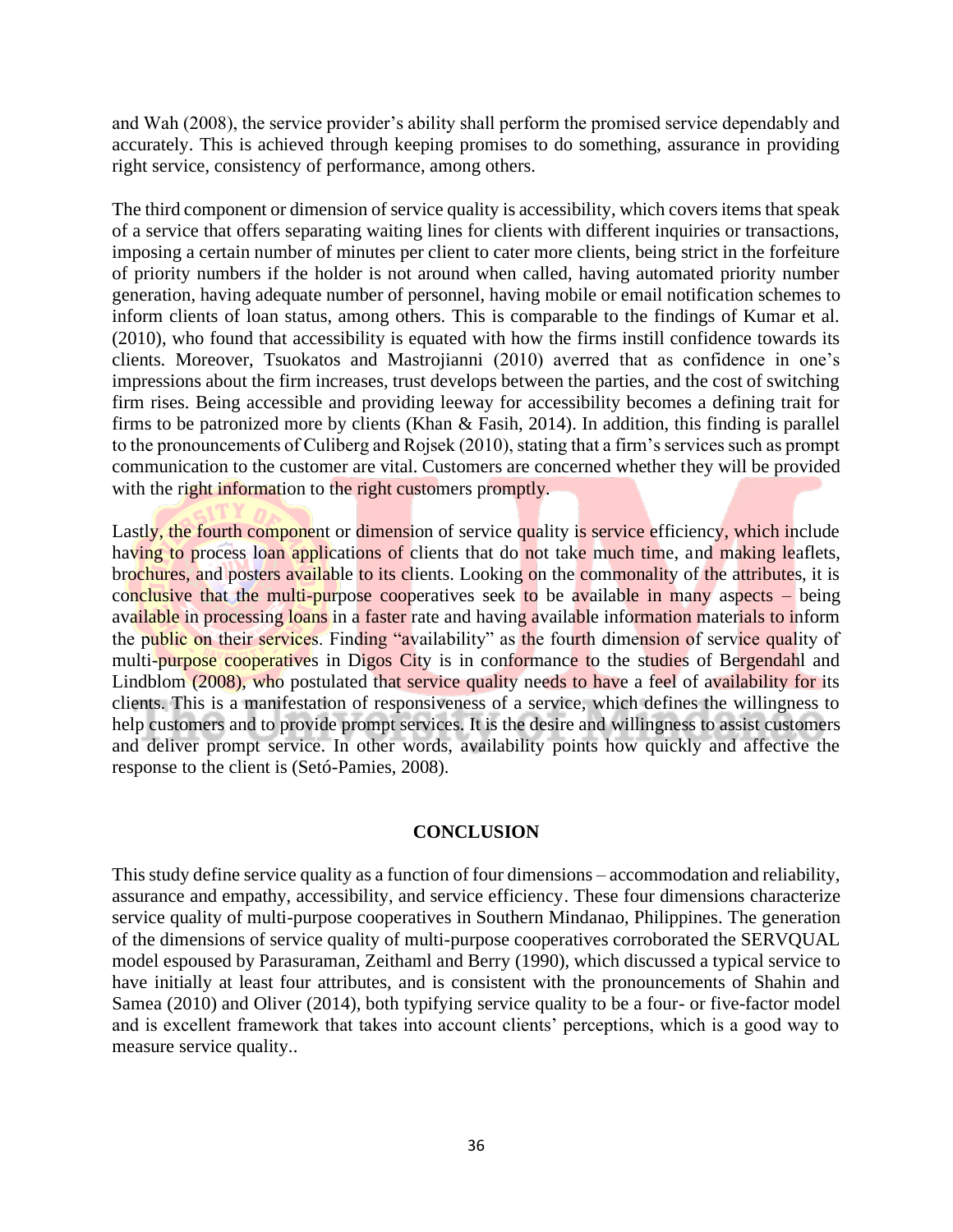and Wah (2008), the service provider's ability shall perform the promised service dependably and accurately. This is achieved through keeping promises to do something, assurance in providing right service, consistency of performance, among others.

The third component or dimension of service quality is accessibility, which covers items that speak of a service that offers separating waiting lines for clients with different inquiries or transactions, imposing a certain number of minutes per client to cater more clients, being strict in the forfeiture of priority numbers if the holder is not around when called, having automated priority number generation, having adequate number of personnel, having mobile or email notification schemes to inform clients of loan status, among others. This is comparable to the findings of Kumar et al. (2010), who found that accessibility is equated with how the firms instill confidence towards its clients. Moreover, Tsuokatos and Mastrojianni (2010) averred that as confidence in one's impressions about the firm increases, trust develops between the parties, and the cost of switching firm rises. Being accessible and providing leeway for accessibility becomes a defining trait for firms to be patronized more by clients (Khan & Fasih, 2014). In addition, this finding is parallel to the pronouncements of Culiberg and Rojsek (2010), stating that a firm's services such as prompt communication to the customer are vital. Customers are concerned whether they will be provided with the right information to the right customers promptly.

Lastly, the fourth component or dimension of service quality is service efficiency, which include having to process loan applications of clients that do not take much time, and making leaflets, brochures, and posters available to its clients. Looking on the commonality of the attributes, it is conclusive that the multi-purpose cooperatives seek to be available in many aspects – being available in processing loans in a faster rate and having available information materials to inform the public on their services. Finding "availability" as the fourth dimension of service quality of multi-purpose cooperatives in Digos City is in conformance to the studies of Bergendahl and Lindblom (2008), who postulated that service quality needs to have a feel of availability for its clients. This is a manifestation of responsiveness of a service, which defines the willingness to help customers and to provide prompt services. It is the desire and willingness to assist customers and deliver prompt service. In other words, availability points how quickly and affective the response to the client is (Setó-Pamies, 2008).

## CONCLUSION

This study define service quality as a function of four dimensions – accommodation and reliability, assurance and empathy, accessibility, and service efficiency. These four dimensions characterize service quality of multi-purpose cooperatives in Southern Mindanao, Philippines. The generation of the dimensions of service quality of multi-purpose cooperatives corroborated the SERVQUAL model espoused by Parasuraman, Zeithaml and Berry (1990), which discussed a typical service to have initially at least four attributes, and is consistent with the pronouncements of Shahin and Samea (2010) and Oliver (2014), both typifying service quality to be a four- or five-factor model and is excellent framework that takes into account clients' perceptions, which is a good way to measure service quality..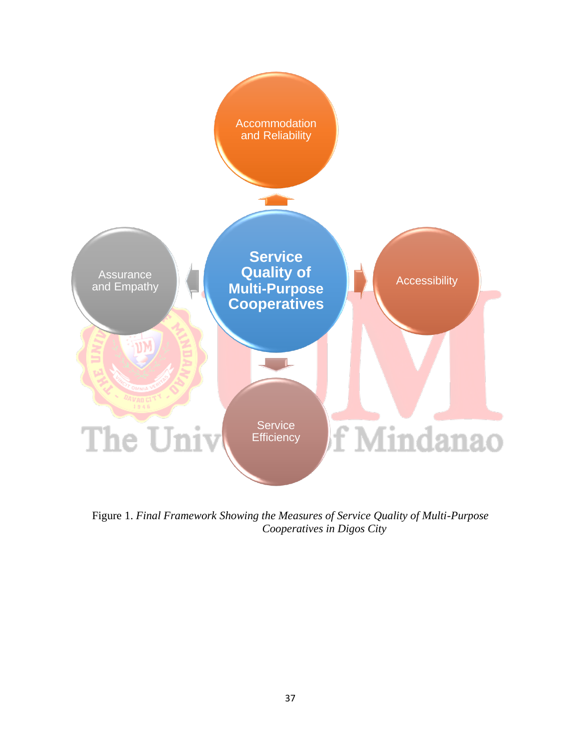Accommodation and Reliability

Service Quality of Multi-Purpose Cooperatives

Assurance and Empathy

Accessibility

Service Efficiency

Figure 1. *Final Framework Showing the Measures of Service Quality of Multi-Purpose Cooperatives in Digos City*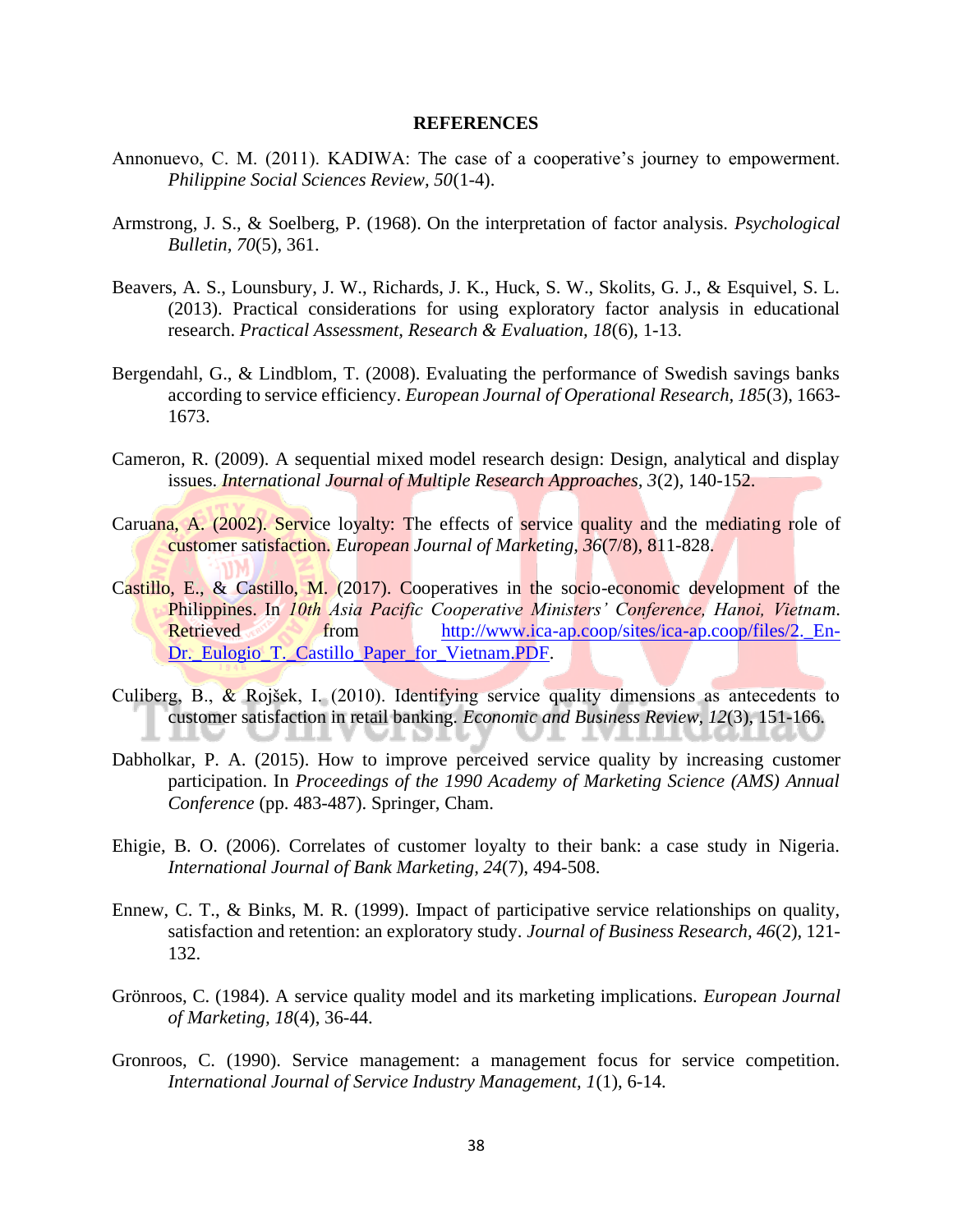# REFERENCES

Annonuevo, C. M. (2011). KADIWA: The case of a cooperative's journey to empowerment. *Philippine Social Sciences Review, 50*(1-4).

Armstrong, J. S., & Soelberg, P. (1968). On the interpretation of factor analysis. *Psychological Bulletin, 70*(5), 361.

Beavers, A. S., Lounsbury, J. W., Richards, J. K., Huck, S. W., Skolits, G. J., & Esquivel, S. L. (2013). Practical considerations for using exploratory factor analysis in educational research. *Practical Assessment, Research & Evaluation, 18*(6), 1-13.

Bergendahl, G., & Lindblom, T. (2008). Evaluating the performance of Swedish savings banks according to service efficiency. *European Journal of Operational Research, 185*(3), 1663-1673.

Cameron, R. (2009). A sequential mixed model research design: Design, analytical and display issues. *International Journal of Multiple Research Approaches, 3*(2), 140-152.

Caruana, A. (2002). Service loyalty: The effects of service quality and the mediating role of customer satisfaction. *European Journal of Marketing, 36*(7/8), 811-828.

Castillo, E., & Castillo, M. (2017). Cooperatives in the socio-economic development of the Philippines. In *10th Asia Pacific Cooperative Ministers' Conference, Hanoi, Vietnam*. Retrieved from http://www.ica-ap.coop/sites/ica-ap.coop/files/2._En-Dr._Eulogio_T._Castillo_Paper_for_Vietnam.PDF.

Culiberg, B., & Rojšek, I. (2010). Identifying service quality dimensions as antecedents to customer satisfaction in retail banking. *Economic and Business Review, 12*(3), 151-166.

Dabholkar, P. A. (2015). How to improve perceived service quality by increasing customer participation. In *Proceedings of the 1990 Academy of Marketing Science (AMS) Annual Conference* (pp. 483-487). Springer, Cham.

Ehigie, B. O. (2006). Correlates of customer loyalty to their bank: a case study in Nigeria. *International Journal of Bank Marketing, 24*(7), 494-508.

Ennew, C. T., & Binks, M. R. (1999). Impact of participative service relationships on quality, satisfaction and retention: an exploratory study. *Journal of Business Research, 46*(2), 121-132.

Grönroos, C. (1984). A service quality model and its marketing implications. *European Journal of Marketing, 18*(4), 36-44.

Gronroos, C. (1990). Service management: a management focus for service competition. *International Journal of Service Industry Management, 1*(1), 6-14.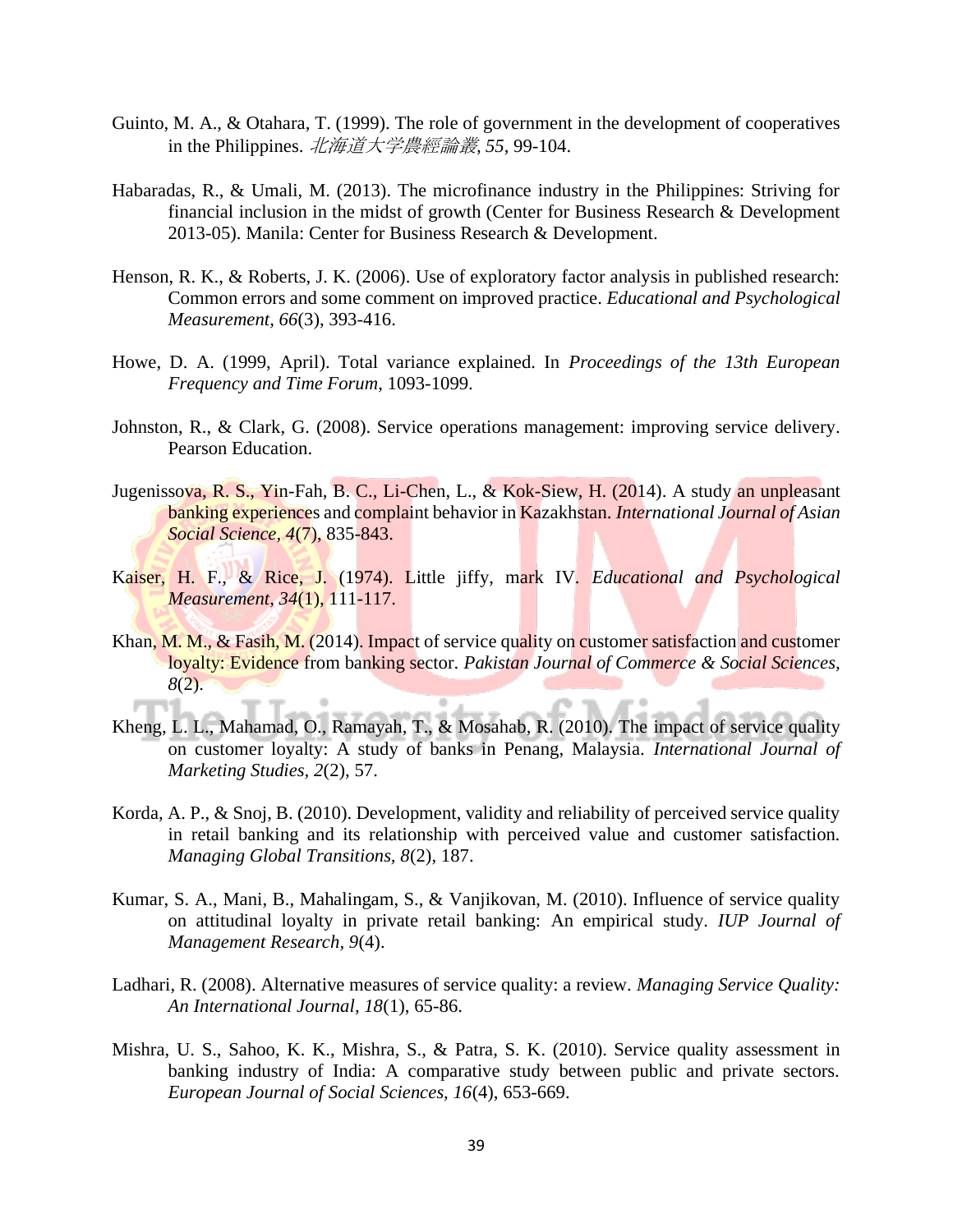Guinto, M. A., & Otahara, T. (1999). The role of government in the development of cooperatives in the Philippines. *北海道大学農經論叢, 55*, 99-104.

Habaradas, R., & Umali, M. (2013). The microfinance industry in the Philippines: Striving for financial inclusion in the midst of growth (Center for Business Research & Development 2013-05). Manila: Center for Business Research & Development.

Henson, R. K., & Roberts, J. K. (2006). Use of exploratory factor analysis in published research: Common errors and some comment on improved practice. *Educational and Psychological Measurement*, *66*(3), 393-416.

Howe, D. A. (1999, April). Total variance explained. In *Proceedings of the 13th European Frequency and Time Forum*, 1093-1099.

Johnston, R., & Clark, G. (2008). Service operations management: improving service delivery. Pearson Education.

Jugenissova, R. S., Yin-Fah, B. C., Li-Chen, L., & Kok-Siew, H. (2014). A study an unpleasant banking experiences and complaint behavior in Kazakhstan. *International Journal of Asian Social Science*, *4*(7), 835-843.

Kaiser, H. F., & Rice, J. (1974). Little jiffy, mark IV. *Educational and Psychological Measurement*, *34*(1), 111-117.

Khan, M. M., & Fasih, M. (2014). Impact of service quality on customer satisfaction and customer loyalty: Evidence from banking sector. *Pakistan Journal of Commerce & Social Sciences*, *8*(2).

Kheng, L. L., Mahamad, O., Ramayah, T., & Mosahab, R. (2010). The impact of service quality on customer loyalty: A study of banks in Penang, Malaysia. *International Journal of Marketing Studies*, *2*(2), 57.

Korda, A. P., & Snoj, B. (2010). Development, validity and reliability of perceived service quality in retail banking and its relationship with perceived value and customer satisfaction. *Managing Global Transitions*, *8*(2), 187.

Kumar, S. A., Mani, B., Mahalingam, S., & Vanjikovan, M. (2010). Influence of service quality on attitudinal loyalty in private retail banking: An empirical study. *IUP Journal of Management Research*, *9*(4).

Ladhari, R. (2008). Alternative measures of service quality: a review. *Managing Service Quality: An International Journal*, *18*(1), 65-86.

Mishra, U. S., Sahoo, K. K., Mishra, S., & Patra, S. K. (2010). Service quality assessment in banking industry of India: A comparative study between public and private sectors. *European Journal of Social Sciences*, *16*(4), 653-669.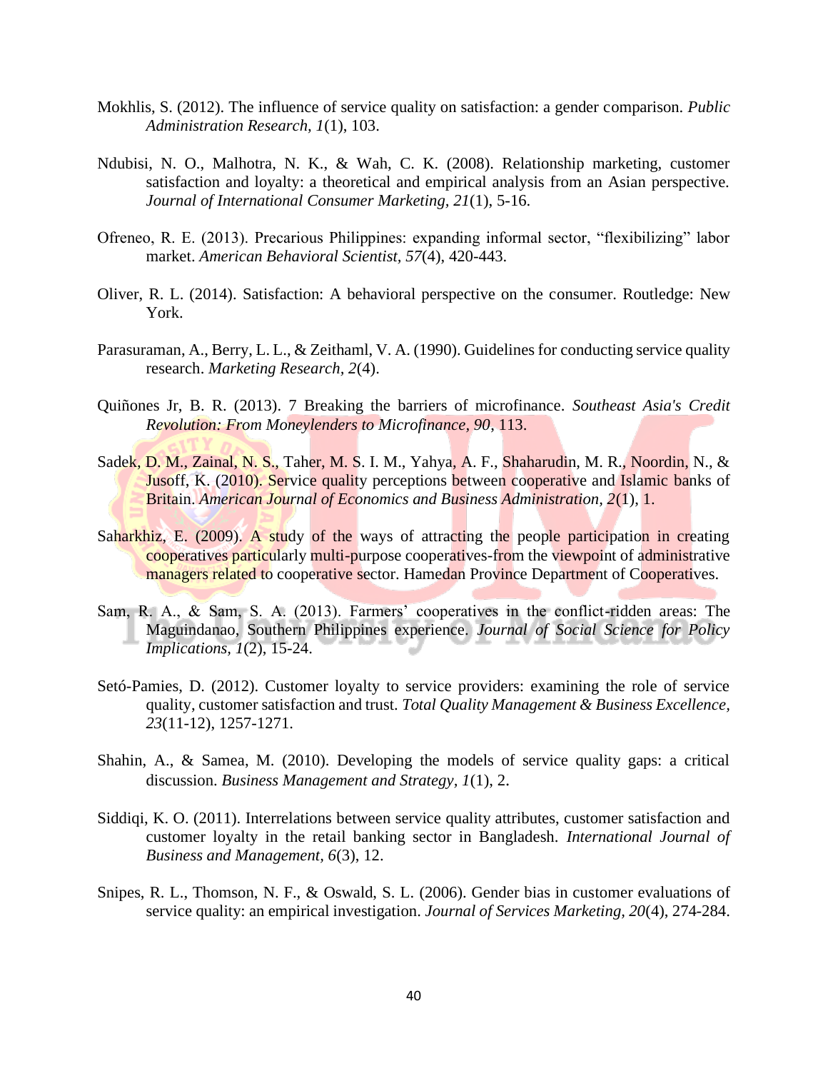Mokhlis, S. (2012). The influence of service quality on satisfaction: a gender comparison. *Public Administration Research, 1*(1), 103.

Ndubisi, N. O., Malhotra, N. K., & Wah, C. K. (2008). Relationship marketing, customer satisfaction and loyalty: a theoretical and empirical analysis from an Asian perspective. *Journal of International Consumer Marketing, 21*(1), 5-16.

Ofreneo, R. E. (2013). Precarious Philippines: expanding informal sector, "flexibilizing" labor market. *American Behavioral Scientist, 57*(4), 420-443.

Oliver, R. L. (2014). Satisfaction: A behavioral perspective on the consumer. Routledge: New York.

Parasuraman, A., Berry, L. L., & Zeithaml, V. A. (1990). Guidelines for conducting service quality research. *Marketing Research, 2*(4).

Quiñones Jr, B. R. (2013). 7 Breaking the barriers of microfinance. *Southeast Asia's Credit Revolution: From Moneylenders to Microfinance, 90*, 113.

Sadek, D. M., Zainal, N. S., Taher, M. S. I. M., Yahya, A. F., Shaharudin, M. R., Noordin, N., & Jusoff, K. (2010). Service quality perceptions between cooperative and Islamic banks of Britain. *American Journal of Economics and Business Administration, 2*(1), 1.

Saharkhiz, E. (2009). A study of the ways of attracting the people participation in creating cooperatives particularly multi-purpose cooperatives-from the viewpoint of administrative managers related to cooperative sector. Hamedan Province Department of Cooperatives.

Sam, R. A., & Sam, S. A. (2013). Farmers' cooperatives in the conflict-ridden areas: The Maguindanao, Southern Philippines experience. *Journal of Social Science for Policy Implications, 1*(2), 15-24.

Setó-Pamies, D. (2012). Customer loyalty to service providers: examining the role of service quality, customer satisfaction and trust. *Total Quality Management & Business Excellence, 23*(11-12), 1257-1271.

Shahin, A., & Samea, M. (2010). Developing the models of service quality gaps: a critical discussion. *Business Management and Strategy, 1*(1), 2.

Siddiqi, K. O. (2011). Interrelations between service quality attributes, customer satisfaction and customer loyalty in the retail banking sector in Bangladesh. *International Journal of Business and Management, 6*(3), 12.

Snipes, R. L., Thomson, N. F., & Oswald, S. L. (2006). Gender bias in customer evaluations of service quality: an empirical investigation. *Journal of Services Marketing, 20*(4), 274-284.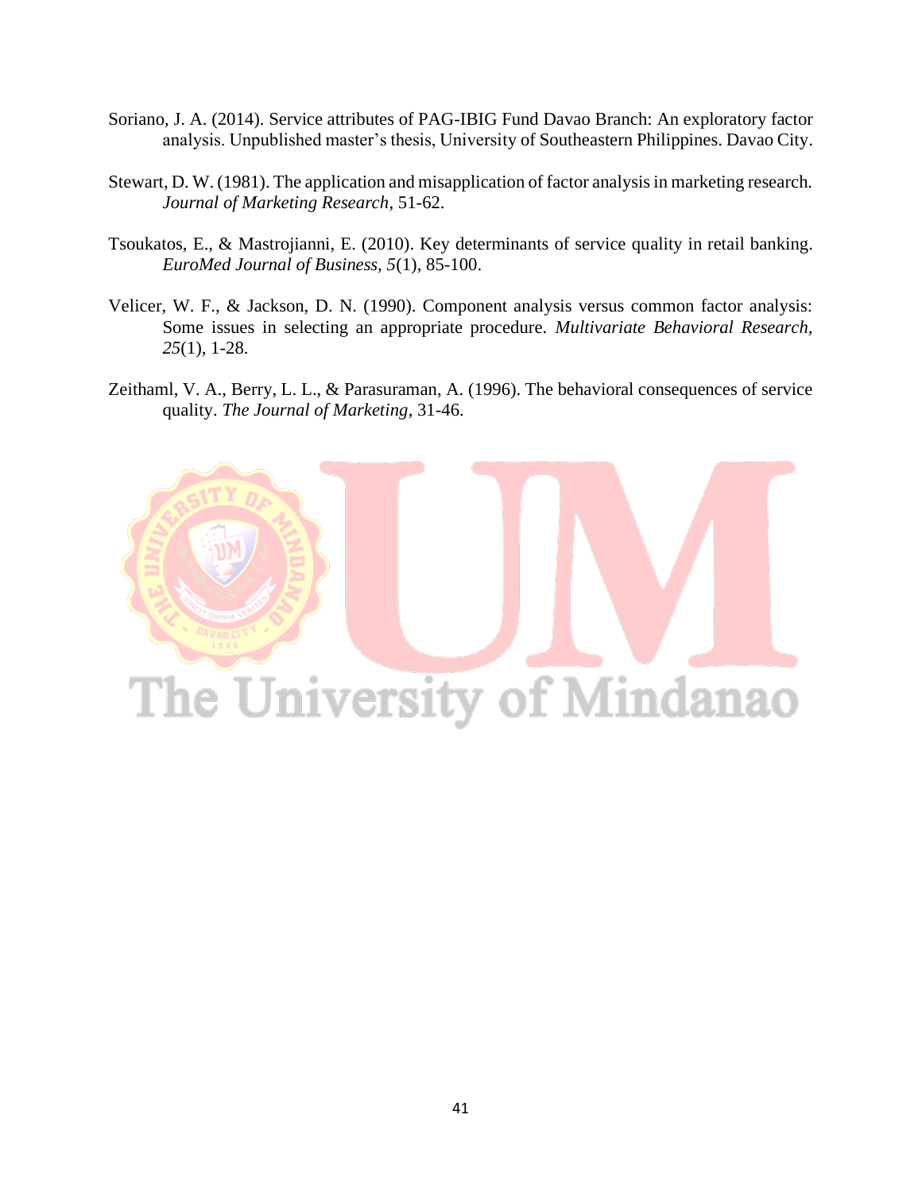Soriano, J. A. (2014). Service attributes of PAG-IBIG Fund Davao Branch: An exploratory factor analysis. Unpublished master's thesis, University of Southeastern Philippines. Davao City.

Stewart, D. W. (1981). The application and misapplication of factor analysis in marketing research. *Journal of Marketing Research*, 51-62.

Tsoukatos, E., & Mastrojianni, E. (2010). Key determinants of service quality in retail banking. *EuroMed Journal of Business, 5*(1), 85-100.

Velicer, W. F., & Jackson, D. N. (1990). Component analysis versus common factor analysis: Some issues in selecting an appropriate procedure. *Multivariate Behavioral Research, 25*(1), 1-28.

Zeithaml, V. A., Berry, L. L., & Parasuraman, A. (1996). The behavioral consequences of service quality. *The Journal of Marketing*, 31-46.